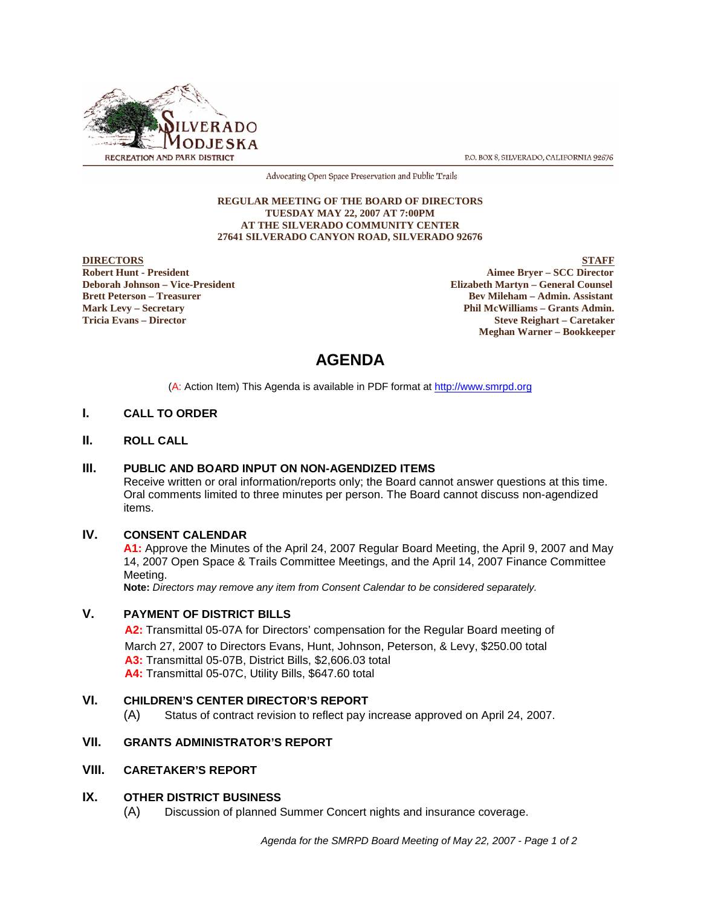SILVERADO MODJESKA RECREATION AND PARK DISTRICT

P.O. BOX 8, SILVERADO, CALIFORNIA 92676

Advocating Open Space Preservation and Public Trails

**REGULAR MEETING OF THE BOARD OF DIRECTORS**
**TUESDAY MAY 22, 2007 AT 7:00PM**
**AT THE SILVERADO COMMUNITY CENTER**
**27641 SILVERADO CANYON ROAD, SILVERADO 92676**

**DIRECTORS**
**Robert Hunt - President**
**Deborah Johnson – Vice-President**
**Brett Peterson – Treasurer**
**Mark Levy – Secretary**
**Tricia Evans – Director**

**STAFF**
**Aimee Bryer – SCC Director**
**Elizabeth Martyn – General Counsel**
**Bev Mileham – Admin. Assistant**
**Phil McWilliams – Grants Admin.**
**Steve Reighart – Caretaker**
**Meghan Warner – Bookkeeper**

# AGENDA

(A: Action Item) This Agenda is available in PDF format at http://www.smrpd.org

## I. CALL TO ORDER

## II. ROLL CALL

## III. PUBLIC AND BOARD INPUT ON NON-AGENDIZED ITEMS

Receive written or oral information/reports only; the Board cannot answer questions at this time. Oral comments limited to three minutes per person. The Board cannot discuss non-agendized items.

## IV. CONSENT CALENDAR

**A1:** Approve the Minutes of the April 24, 2007 Regular Board Meeting, the April 9, 2007 and May 14, 2007 Open Space & Trails Committee Meetings, and the April 14, 2007 Finance Committee Meeting.

**Note:** *Directors may remove any item from Consent Calendar to be considered separately.*

## V. PAYMENT OF DISTRICT BILLS

**A2:** Transmittal 05-07A for Directors' compensation for the Regular Board meeting of March 27, 2007 to Directors Evans, Hunt, Johnson, Peterson, & Levy, $250.00 total

**A3:** Transmittal 05-07B, District Bills, $2,606.03 total

**A4:** Transmittal 05-07C, Utility Bills, $647.60 total

## VI. CHILDREN'S CENTER DIRECTOR'S REPORT

(A) Status of contract revision to reflect pay increase approved on April 24, 2007.

## VII. GRANTS ADMINISTRATOR'S REPORT

## VIII. CARETAKER'S REPORT

## IX. OTHER DISTRICT BUSINESS

(A) Discussion of planned Summer Concert nights and insurance coverage.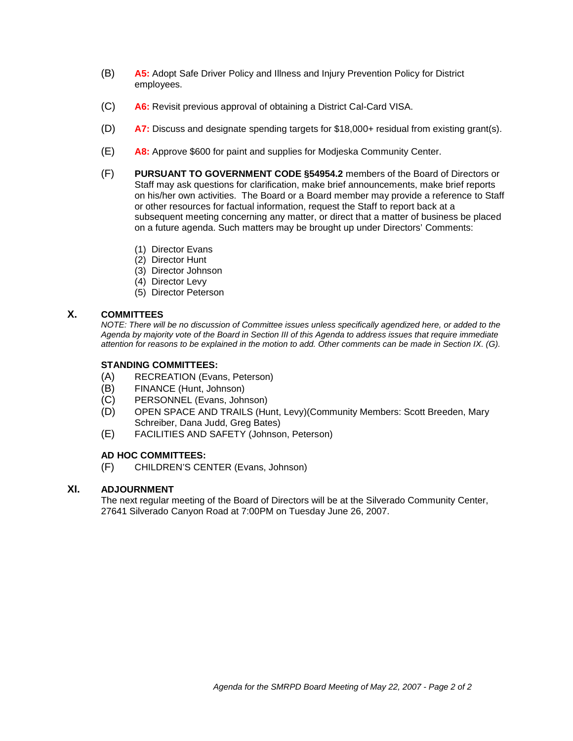(B) **A5:** Adopt Safe Driver Policy and Illness and Injury Prevention Policy for District employees.

(C) **A6:** Revisit previous approval of obtaining a District Cal-Card VISA.

(D) **A7:** Discuss and designate spending targets for $18,000+ residual from existing grant(s).

(E) **A8:** Approve $600 for paint and supplies for Modjeska Community Center.

(F) **PURSUANT TO GOVERNMENT CODE §54954.2** members of the Board of Directors or Staff may ask questions for clarification, make brief announcements, make brief reports on his/her own activities. The Board or a Board member may provide a reference to Staff or other resources for factual information, request the Staff to report back at a subsequent meeting concerning any matter, or direct that a matter of business be placed on a future agenda. Such matters may be brought up under Directors' Comments:

(1) Director Evans
(2) Director Hunt
(3) Director Johnson
(4) Director Levy
(5) Director Peterson

## X. COMMITTEES

*NOTE: There will be no discussion of Committee issues unless specifically agendized here, or added to the Agenda by majority vote of the Board in Section III of this Agenda to address issues that require immediate attention for reasons to be explained in the motion to add. Other comments can be made in Section IX. (G).*

**STANDING COMMITTEES:**

(A) RECREATION (Evans, Peterson)
(B) FINANCE (Hunt, Johnson)
(C) PERSONNEL (Evans, Johnson)
(D) OPEN SPACE AND TRAILS (Hunt, Levy)(Community Members: Scott Breeden, Mary Schreiber, Dana Judd, Greg Bates)
(E) FACILITIES AND SAFETY (Johnson, Peterson)

**AD HOC COMMITTEES:**

(F) CHILDREN'S CENTER (Evans, Johnson)

## XI. ADJOURNMENT

The next regular meeting of the Board of Directors will be at the Silverado Community Center, 27641 Silverado Canyon Road at 7:00PM on Tuesday June 26, 2007.